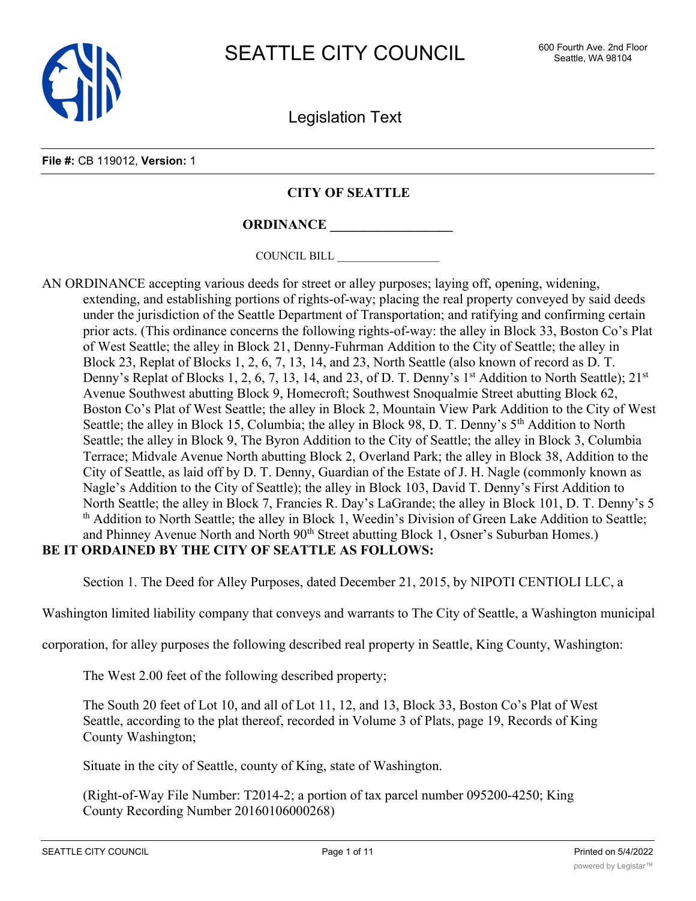# SEATTLE CITY COUNCIL

600 Fourth Ave. 2nd Floor
Seattle, WA 98104

Legislation Text

**File #:** CB 119012, **Version:** 1

## CITY OF SEATTLE

## ORDINANCE __________________

COUNCIL BILL __________________

AN ORDINANCE accepting various deeds for street or alley purposes; laying off, opening, widening, extending, and establishing portions of rights-of-way; placing the real property conveyed by said deeds under the jurisdiction of the Seattle Department of Transportation; and ratifying and confirming certain prior acts. (This ordinance concerns the following rights-of-way: the alley in Block 33, Boston Co's Plat of West Seattle; the alley in Block 21, Denny-Fuhrman Addition to the City of Seattle; the alley in Block 23, Replat of Blocks 1, 2, 6, 7, 13, 14, and 23, North Seattle (also known of record as D. T. Denny's Replat of Blocks 1, 2, 6, 7, 13, 14, and 23, of D. T. Denny's 1st Addition to North Seattle); 21st Avenue Southwest abutting Block 9, Homecroft; Southwest Snoqualmie Street abutting Block 62, Boston Co's Plat of West Seattle; the alley in Block 2, Mountain View Park Addition to the City of West Seattle; the alley in Block 15, Columbia; the alley in Block 98, D. T. Denny's 5th Addition to North Seattle; the alley in Block 9, The Byron Addition to the City of Seattle; the alley in Block 3, Columbia Terrace; Midvale Avenue North abutting Block 2, Overland Park; the alley in Block 38, Addition to the City of Seattle, as laid off by D. T. Denny, Guardian of the Estate of J. H. Nagle (commonly known as Nagle's Addition to the City of Seattle); the alley in Block 103, David T. Denny's First Addition to North Seattle; the alley in Block 7, Francies R. Day's LaGrande; the alley in Block 101, D. T. Denny's 5th Addition to North Seattle; the alley in Block 1, Weedin's Division of Green Lake Addition to Seattle; and Phinney Avenue North and North 90th Street abutting Block 1, Osner's Suburban Homes.)

**BE IT ORDAINED BY THE CITY OF SEATTLE AS FOLLOWS:**

Section 1. The Deed for Alley Purposes, dated December 21, 2015, by NIPOTI CENTIOLI LLC, a Washington limited liability company that conveys and warrants to The City of Seattle, a Washington municipal corporation, for alley purposes the following described real property in Seattle, King County, Washington:

The West 2.00 feet of the following described property;

The South 20 feet of Lot 10, and all of Lot 11, 12, and 13, Block 33, Boston Co's Plat of West Seattle, according to the plat thereof, recorded in Volume 3 of Plats, page 19, Records of King County Washington;

Situate in the city of Seattle, county of King, state of Washington.

(Right-of-Way File Number: T2014-2; a portion of tax parcel number 095200-4250; King County Recording Number 20160106000268)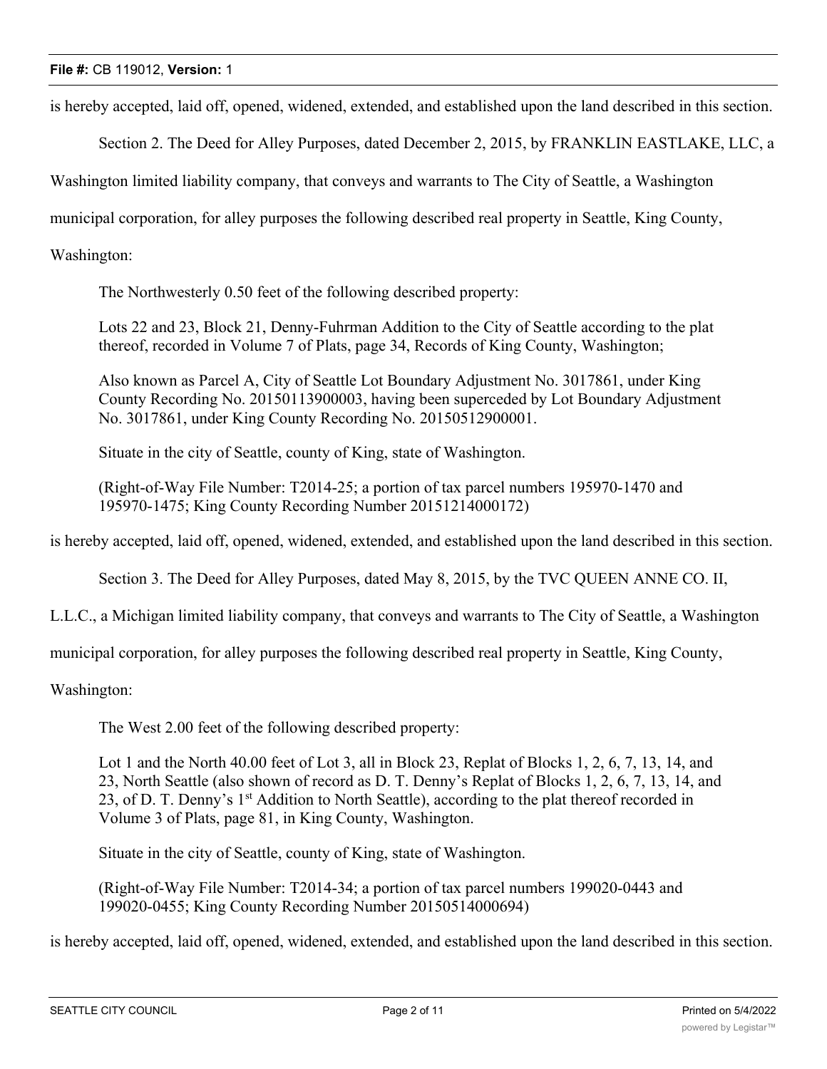is hereby accepted, laid off, opened, widened, extended, and established upon the land described in this section.

Section 2. The Deed for Alley Purposes, dated December 2, 2015, by FRANKLIN EASTLAKE, LLC, a Washington limited liability company, that conveys and warrants to The City of Seattle, a Washington municipal corporation, for alley purposes the following described real property in Seattle, King County, Washington:

> The Northwesterly 0.50 feet of the following described property:
>
> Lots 22 and 23, Block 21, Denny-Fuhrman Addition to the City of Seattle according to the plat thereof, recorded in Volume 7 of Plats, page 34, Records of King County, Washington;
>
> Also known as Parcel A, City of Seattle Lot Boundary Adjustment No. 3017861, under King County Recording No. 20150113900003, having been superceded by Lot Boundary Adjustment No. 3017861, under King County Recording No. 20150512900001.
>
> Situate in the city of Seattle, county of King, state of Washington.
>
> (Right-of-Way File Number: T2014-25; a portion of tax parcel numbers 195970-1470 and 195970-1475; King County Recording Number 20151214000172)

is hereby accepted, laid off, opened, widened, extended, and established upon the land described in this section.

Section 3. The Deed for Alley Purposes, dated May 8, 2015, by the TVC QUEEN ANNE CO. II, L.L.C., a Michigan limited liability company, that conveys and warrants to The City of Seattle, a Washington municipal corporation, for alley purposes the following described real property in Seattle, King County, Washington:

> The West 2.00 feet of the following described property:
>
> Lot 1 and the North 40.00 feet of Lot 3, all in Block 23, Replat of Blocks 1, 2, 6, 7, 13, 14, and 23, North Seattle (also shown of record as D. T. Denny's Replat of Blocks 1, 2, 6, 7, 13, 14, and 23, of D. T. Denny's 1st Addition to North Seattle), according to the plat thereof recorded in Volume 3 of Plats, page 81, in King County, Washington.
>
> Situate in the city of Seattle, county of King, state of Washington.
>
> (Right-of-Way File Number: T2014-34; a portion of tax parcel numbers 199020-0443 and 199020-0455; King County Recording Number 20150514000694)

is hereby accepted, laid off, opened, widened, extended, and established upon the land described in this section.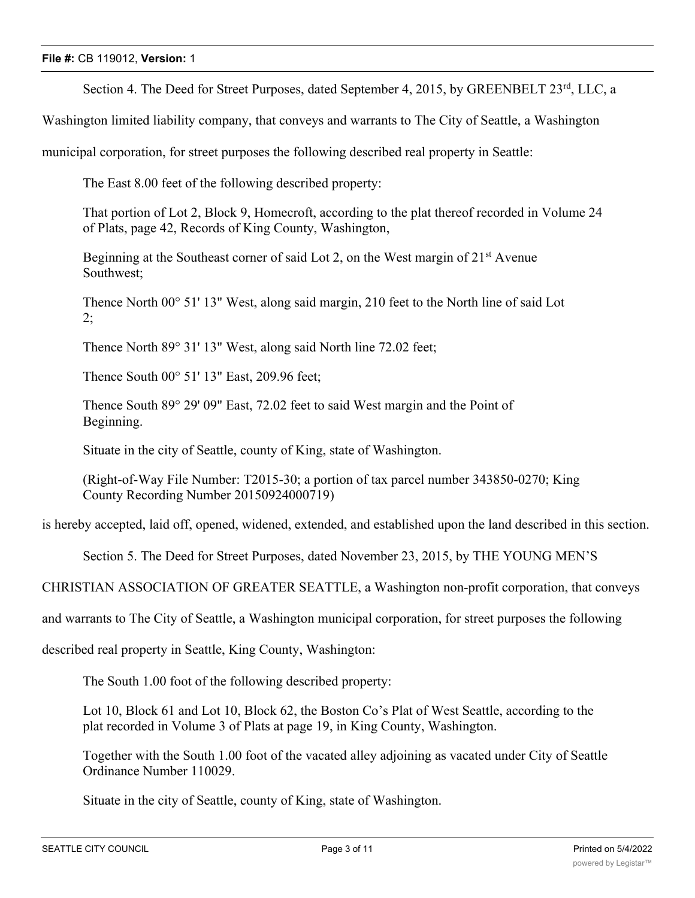Section 4. The Deed for Street Purposes, dated September 4, 2015, by GREENBELT 23rd, LLC, a Washington limited liability company, that conveys and warrants to The City of Seattle, a Washington municipal corporation, for street purposes the following described real property in Seattle:

> The East 8.00 feet of the following described property:
>
> That portion of Lot 2, Block 9, Homecroft, according to the plat thereof recorded in Volume 24 of Plats, page 42, Records of King County, Washington,
>
> Beginning at the Southeast corner of said Lot 2, on the West margin of 21st Avenue Southwest;
>
> Thence North 00° 51' 13" West, along said margin, 210 feet to the North line of said Lot 2;
>
> Thence North 89° 31' 13" West, along said North line 72.02 feet;
>
> Thence South 00° 51' 13" East, 209.96 feet;
>
> Thence South 89° 29' 09" East, 72.02 feet to said West margin and the Point of Beginning.
>
> Situate in the city of Seattle, county of King, state of Washington.
>
> (Right-of-Way File Number: T2015-30; a portion of tax parcel number 343850-0270; King County Recording Number 20150924000719)

is hereby accepted, laid off, opened, widened, extended, and established upon the land described in this section.

Section 5. The Deed for Street Purposes, dated November 23, 2015, by THE YOUNG MEN'S CHRISTIAN ASSOCIATION OF GREATER SEATTLE, a Washington non-profit corporation, that conveys and warrants to The City of Seattle, a Washington municipal corporation, for street purposes the following described real property in Seattle, King County, Washington:

> The South 1.00 foot of the following described property:
>
> Lot 10, Block 61 and Lot 10, Block 62, the Boston Co's Plat of West Seattle, according to the plat recorded in Volume 3 of Plats at page 19, in King County, Washington.
>
> Together with the South 1.00 foot of the vacated alley adjoining as vacated under City of Seattle Ordinance Number 110029.
>
> Situate in the city of Seattle, county of King, state of Washington.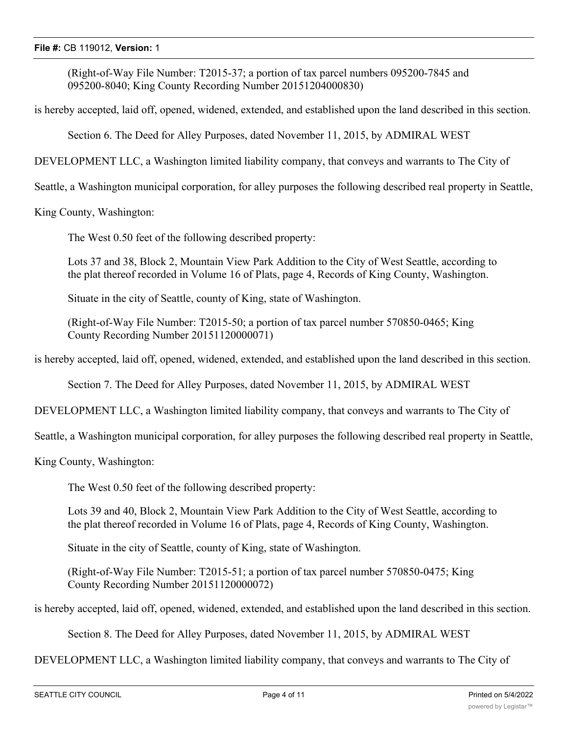(Right-of-Way File Number: T2015-37; a portion of tax parcel numbers 095200-7845 and 095200-8040; King County Recording Number 20151204000830)

is hereby accepted, laid off, opened, widened, extended, and established upon the land described in this section.

Section 6. The Deed for Alley Purposes, dated November 11, 2015, by ADMIRAL WEST DEVELOPMENT LLC, a Washington limited liability company, that conveys and warrants to The City of Seattle, a Washington municipal corporation, for alley purposes the following described real property in Seattle, King County, Washington:

The West 0.50 feet of the following described property:

Lots 37 and 38, Block 2, Mountain View Park Addition to the City of West Seattle, according to the plat thereof recorded in Volume 16 of Plats, page 4, Records of King County, Washington.

Situate in the city of Seattle, county of King, state of Washington.

(Right-of-Way File Number: T2015-50; a portion of tax parcel number 570850-0465; King County Recording Number 20151120000071)

is hereby accepted, laid off, opened, widened, extended, and established upon the land described in this section.

Section 7. The Deed for Alley Purposes, dated November 11, 2015, by ADMIRAL WEST DEVELOPMENT LLC, a Washington limited liability company, that conveys and warrants to The City of Seattle, a Washington municipal corporation, for alley purposes the following described real property in Seattle, King County, Washington:

The West 0.50 feet of the following described property:

Lots 39 and 40, Block 2, Mountain View Park Addition to the City of West Seattle, according to the plat thereof recorded in Volume 16 of Plats, page 4, Records of King County, Washington.

Situate in the city of Seattle, county of King, state of Washington.

(Right-of-Way File Number: T2015-51; a portion of tax parcel number 570850-0475; King County Recording Number 20151120000072)

is hereby accepted, laid off, opened, widened, extended, and established upon the land described in this section.

Section 8. The Deed for Alley Purposes, dated November 11, 2015, by ADMIRAL WEST DEVELOPMENT LLC, a Washington limited liability company, that conveys and warrants to The City of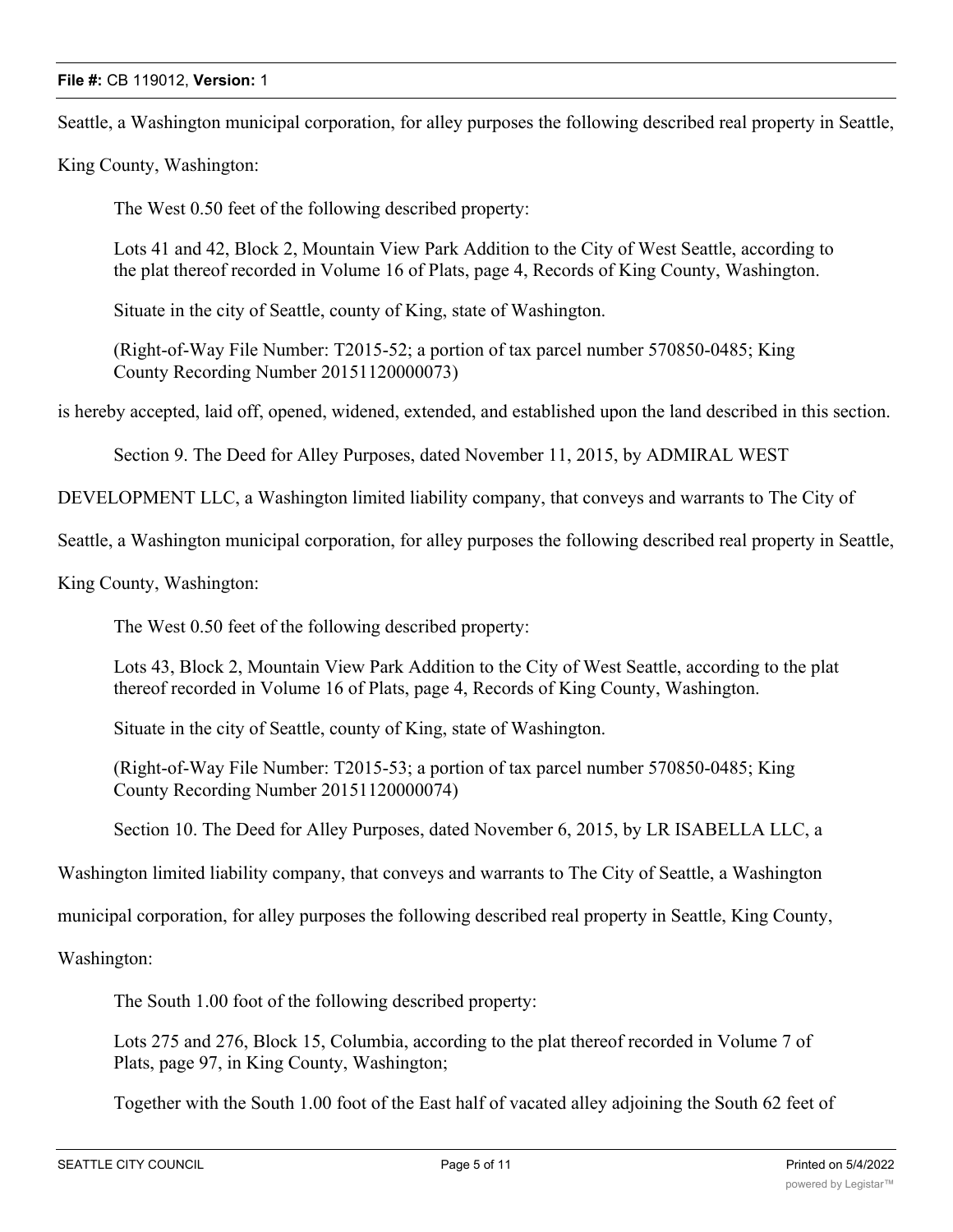Seattle, a Washington municipal corporation, for alley purposes the following described real property in Seattle, King County, Washington:

> The West 0.50 feet of the following described property:
>
> Lots 41 and 42, Block 2, Mountain View Park Addition to the City of West Seattle, according to the plat thereof recorded in Volume 16 of Plats, page 4, Records of King County, Washington.
>
> Situate in the city of Seattle, county of King, state of Washington.
>
> (Right-of-Way File Number: T2015-52; a portion of tax parcel number 570850-0485; King County Recording Number 20151120000073)

is hereby accepted, laid off, opened, widened, extended, and established upon the land described in this section.

Section 9. The Deed for Alley Purposes, dated November 11, 2015, by ADMIRAL WEST DEVELOPMENT LLC, a Washington limited liability company, that conveys and warrants to The City of Seattle, a Washington municipal corporation, for alley purposes the following described real property in Seattle, King County, Washington:

> The West 0.50 feet of the following described property:
>
> Lots 43, Block 2, Mountain View Park Addition to the City of West Seattle, according to the plat thereof recorded in Volume 16 of Plats, page 4, Records of King County, Washington.
>
> Situate in the city of Seattle, county of King, state of Washington.
>
> (Right-of-Way File Number: T2015-53; a portion of tax parcel number 570850-0485; King County Recording Number 20151120000074)

Section 10. The Deed for Alley Purposes, dated November 6, 2015, by LR ISABELLA LLC, a Washington limited liability company, that conveys and warrants to The City of Seattle, a Washington municipal corporation, for alley purposes the following described real property in Seattle, King County, Washington:

> The South 1.00 foot of the following described property:
>
> Lots 275 and 276, Block 15, Columbia, according to the plat thereof recorded in Volume 7 of Plats, page 97, in King County, Washington;
>
> Together with the South 1.00 foot of the East half of vacated alley adjoining the South 62 feet of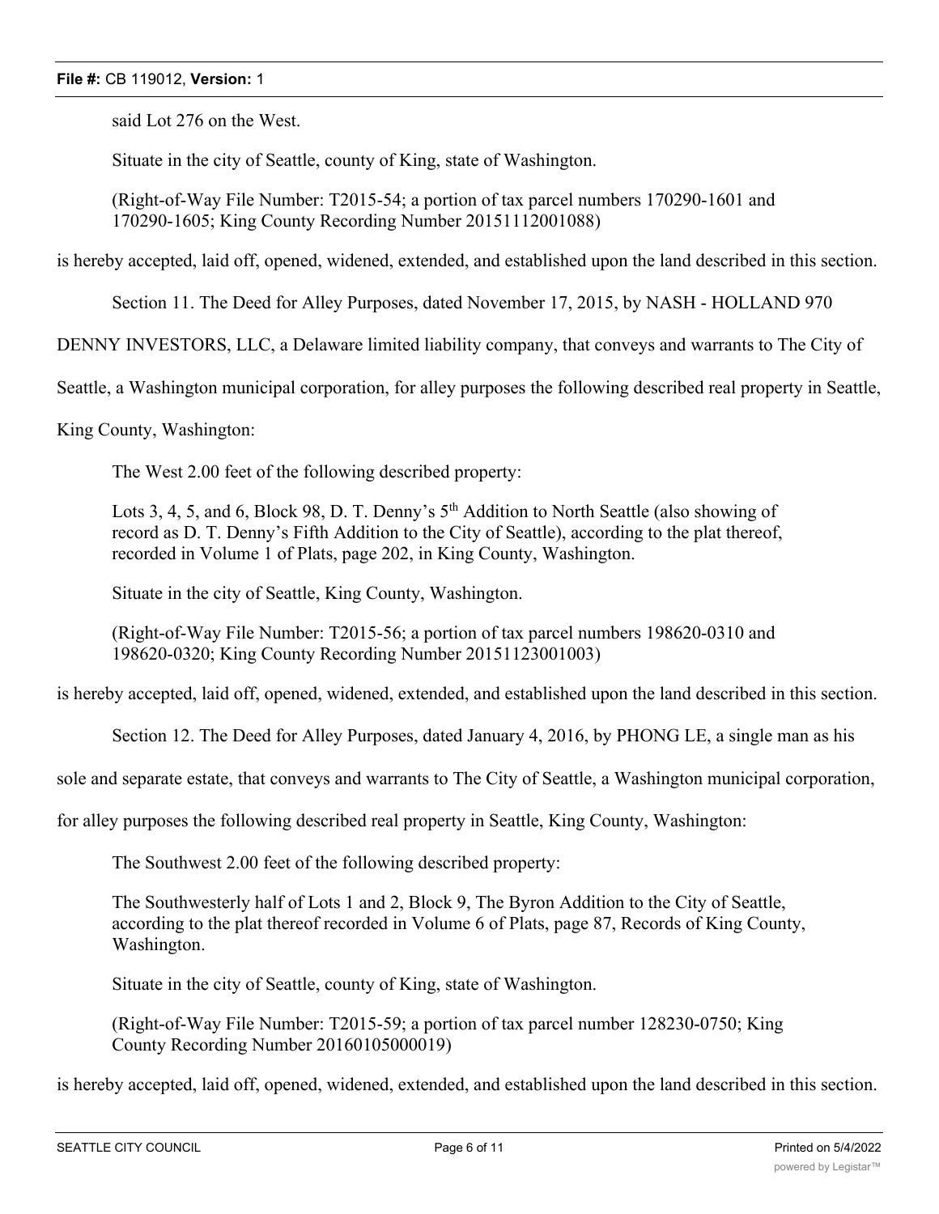said Lot 276 on the West.

Situate in the city of Seattle, county of King, state of Washington.

(Right-of-Way File Number: T2015-54; a portion of tax parcel numbers 170290-1601 and 170290-1605; King County Recording Number 20151112001088)

is hereby accepted, laid off, opened, widened, extended, and established upon the land described in this section.

Section 11. The Deed for Alley Purposes, dated November 17, 2015, by NASH - HOLLAND 970 DENNY INVESTORS, LLC, a Delaware limited liability company, that conveys and warrants to The City of Seattle, a Washington municipal corporation, for alley purposes the following described real property in Seattle, King County, Washington:

The West 2.00 feet of the following described property:

Lots 3, 4, 5, and 6, Block 98, D. T. Denny's 5th Addition to North Seattle (also showing of record as D. T. Denny's Fifth Addition to the City of Seattle), according to the plat thereof, recorded in Volume 1 of Plats, page 202, in King County, Washington.

Situate in the city of Seattle, King County, Washington.

(Right-of-Way File Number: T2015-56; a portion of tax parcel numbers 198620-0310 and 198620-0320; King County Recording Number 20151123001003)

is hereby accepted, laid off, opened, widened, extended, and established upon the land described in this section.

Section 12. The Deed for Alley Purposes, dated January 4, 2016, by PHONG LE, a single man as his sole and separate estate, that conveys and warrants to The City of Seattle, a Washington municipal corporation, for alley purposes the following described real property in Seattle, King County, Washington:

The Southwest 2.00 feet of the following described property:

The Southwesterly half of Lots 1 and 2, Block 9, The Byron Addition to the City of Seattle, according to the plat thereof recorded in Volume 6 of Plats, page 87, Records of King County, Washington.

Situate in the city of Seattle, county of King, state of Washington.

(Right-of-Way File Number: T2015-59; a portion of tax parcel number 128230-0750; King County Recording Number 20160105000019)

is hereby accepted, laid off, opened, widened, extended, and established upon the land described in this section.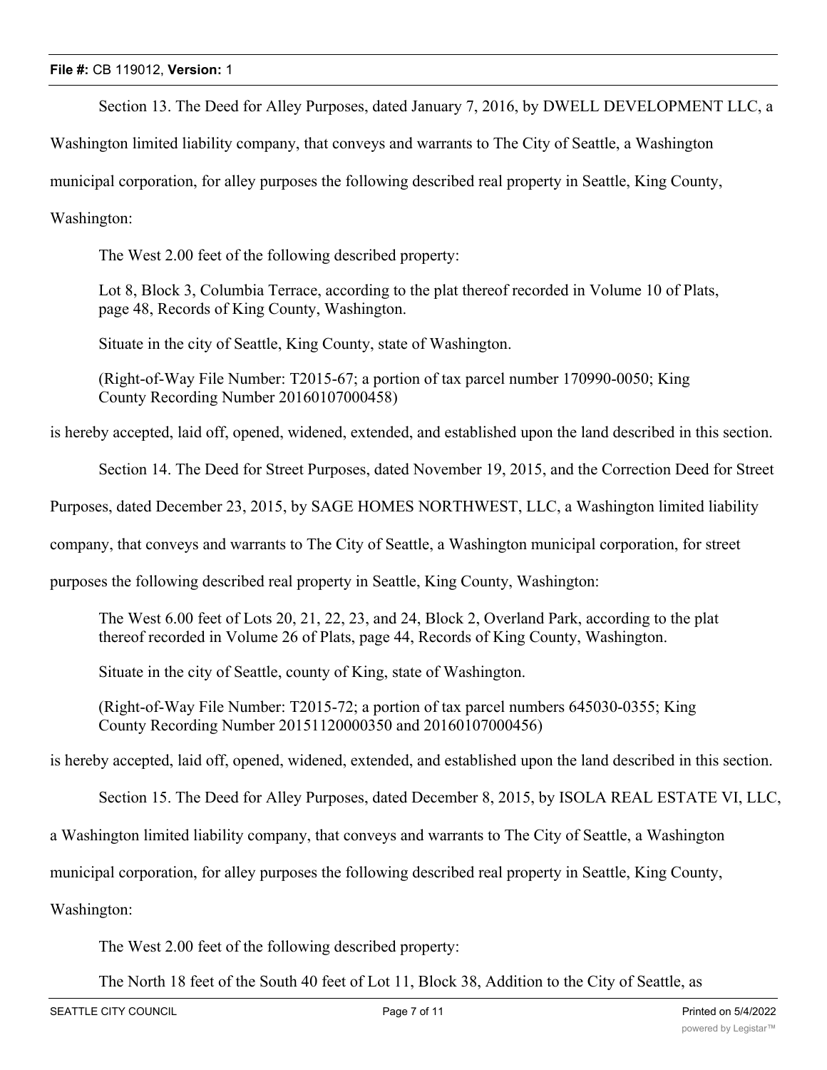Section 13. The Deed for Alley Purposes, dated January 7, 2016, by DWELL DEVELOPMENT LLC, a Washington limited liability company, that conveys and warrants to The City of Seattle, a Washington municipal corporation, for alley purposes the following described real property in Seattle, King County, Washington:

> The West 2.00 feet of the following described property:
>
> Lot 8, Block 3, Columbia Terrace, according to the plat thereof recorded in Volume 10 of Plats, page 48, Records of King County, Washington.
>
> Situate in the city of Seattle, King County, state of Washington.
>
> (Right-of-Way File Number: T2015-67; a portion of tax parcel number 170990-0050; King County Recording Number 20160107000458)

is hereby accepted, laid off, opened, widened, extended, and established upon the land described in this section.

Section 14. The Deed for Street Purposes, dated November 19, 2015, and the Correction Deed for Street Purposes, dated December 23, 2015, by SAGE HOMES NORTHWEST, LLC, a Washington limited liability company, that conveys and warrants to The City of Seattle, a Washington municipal corporation, for street purposes the following described real property in Seattle, King County, Washington:

> The West 6.00 feet of Lots 20, 21, 22, 23, and 24, Block 2, Overland Park, according to the plat thereof recorded in Volume 26 of Plats, page 44, Records of King County, Washington.
>
> Situate in the city of Seattle, county of King, state of Washington.
>
> (Right-of-Way File Number: T2015-72; a portion of tax parcel numbers 645030-0355; King County Recording Number 20151120000350 and 20160107000456)

is hereby accepted, laid off, opened, widened, extended, and established upon the land described in this section.

Section 15. The Deed for Alley Purposes, dated December 8, 2015, by ISOLA REAL ESTATE VI, LLC, a Washington limited liability company, that conveys and warrants to The City of Seattle, a Washington municipal corporation, for alley purposes the following described real property in Seattle, King County, Washington:

> The West 2.00 feet of the following described property:
>
> The North 18 feet of the South 40 feet of Lot 11, Block 38, Addition to the City of Seattle, as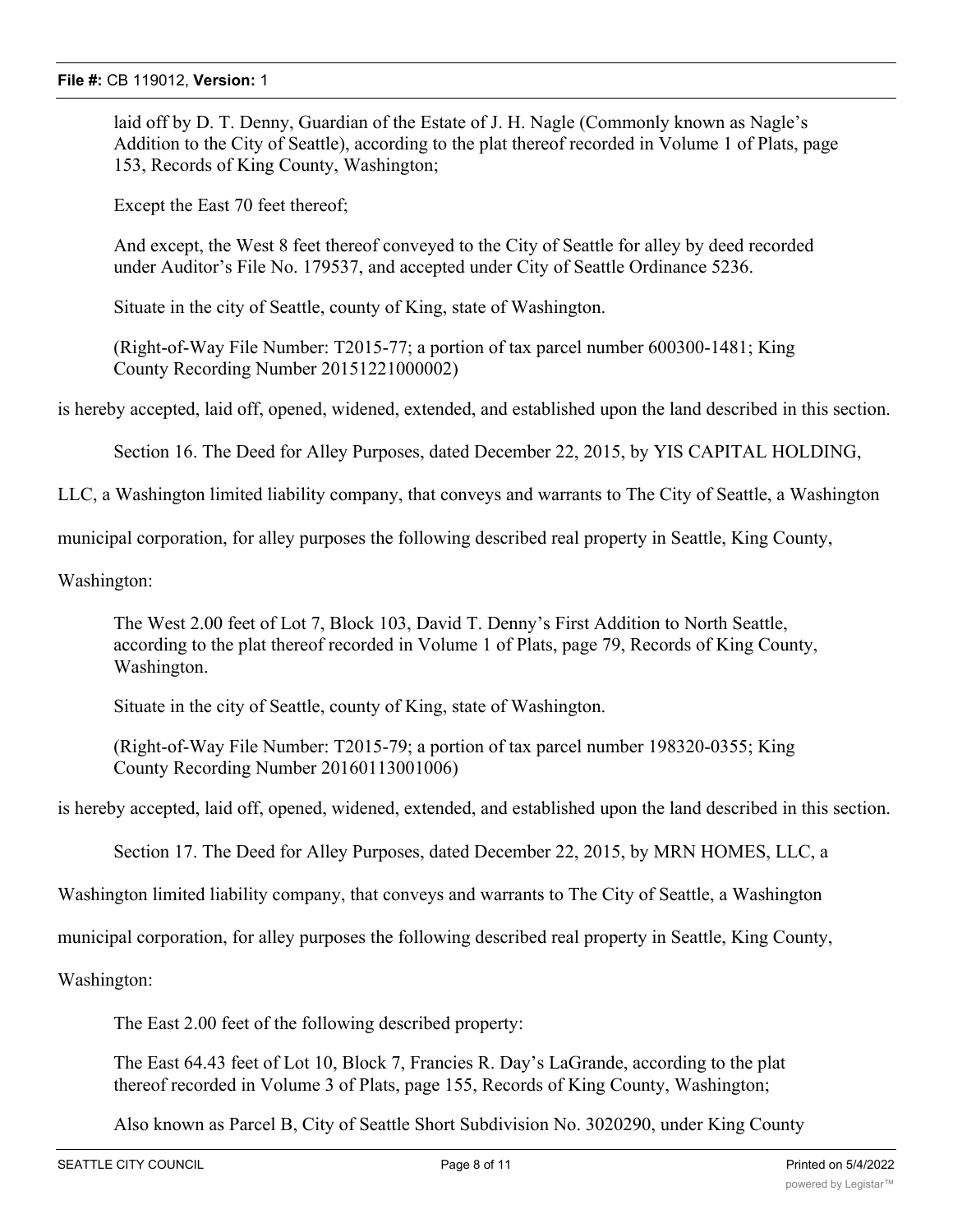laid off by D. T. Denny, Guardian of the Estate of J. H. Nagle (Commonly known as Nagle's Addition to the City of Seattle), according to the plat thereof recorded in Volume 1 of Plats, page 153, Records of King County, Washington;

Except the East 70 feet thereof;

And except, the West 8 feet thereof conveyed to the City of Seattle for alley by deed recorded under Auditor's File No. 179537, and accepted under City of Seattle Ordinance 5236.

Situate in the city of Seattle, county of King, state of Washington.

(Right-of-Way File Number: T2015-77; a portion of tax parcel number 600300-1481; King County Recording Number 20151221000002)

is hereby accepted, laid off, opened, widened, extended, and established upon the land described in this section.

Section 16. The Deed for Alley Purposes, dated December 22, 2015, by YIS CAPITAL HOLDING, LLC, a Washington limited liability company, that conveys and warrants to The City of Seattle, a Washington municipal corporation, for alley purposes the following described real property in Seattle, King County, Washington:

The West 2.00 feet of Lot 7, Block 103, David T. Denny's First Addition to North Seattle, according to the plat thereof recorded in Volume 1 of Plats, page 79, Records of King County, Washington.

Situate in the city of Seattle, county of King, state of Washington.

(Right-of-Way File Number: T2015-79; a portion of tax parcel number 198320-0355; King County Recording Number 20160113001006)

is hereby accepted, laid off, opened, widened, extended, and established upon the land described in this section.

Section 17. The Deed for Alley Purposes, dated December 22, 2015, by MRN HOMES, LLC, a Washington limited liability company, that conveys and warrants to The City of Seattle, a Washington municipal corporation, for alley purposes the following described real property in Seattle, King County, Washington:

The East 2.00 feet of the following described property:

The East 64.43 feet of Lot 10, Block 7, Francies R. Day's LaGrande, according to the plat thereof recorded in Volume 3 of Plats, page 155, Records of King County, Washington;

Also known as Parcel B, City of Seattle Short Subdivision No. 3020290, under King County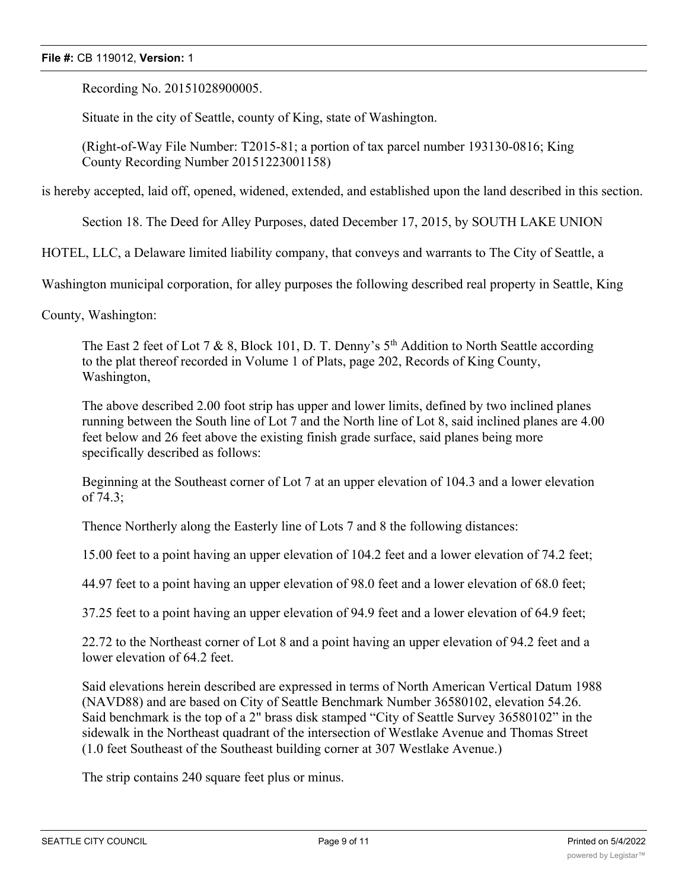Recording No. 20151028900005.

Situate in the city of Seattle, county of King, state of Washington.

(Right-of-Way File Number: T2015-81; a portion of tax parcel number 193130-0816; King County Recording Number 20151223001158)

is hereby accepted, laid off, opened, widened, extended, and established upon the land described in this section.

Section 18. The Deed for Alley Purposes, dated December 17, 2015, by SOUTH LAKE UNION HOTEL, LLC, a Delaware limited liability company, that conveys and warrants to The City of Seattle, a Washington municipal corporation, for alley purposes the following described real property in Seattle, King County, Washington:

The East 2 feet of Lot 7 & 8, Block 101, D. T. Denny's 5th Addition to North Seattle according to the plat thereof recorded in Volume 1 of Plats, page 202, Records of King County, Washington,

The above described 2.00 foot strip has upper and lower limits, defined by two inclined planes running between the South line of Lot 7 and the North line of Lot 8, said inclined planes are 4.00 feet below and 26 feet above the existing finish grade surface, said planes being more specifically described as follows:

Beginning at the Southeast corner of Lot 7 at an upper elevation of 104.3 and a lower elevation of 74.3;

Thence Northerly along the Easterly line of Lots 7 and 8 the following distances:

15.00 feet to a point having an upper elevation of 104.2 feet and a lower elevation of 74.2 feet;

44.97 feet to a point having an upper elevation of 98.0 feet and a lower elevation of 68.0 feet;

37.25 feet to a point having an upper elevation of 94.9 feet and a lower elevation of 64.9 feet;

22.72 to the Northeast corner of Lot 8 and a point having an upper elevation of 94.2 feet and a lower elevation of 64.2 feet.

Said elevations herein described are expressed in terms of North American Vertical Datum 1988 (NAVD88) and are based on City of Seattle Benchmark Number 36580102, elevation 54.26. Said benchmark is the top of a 2" brass disk stamped "City of Seattle Survey 36580102" in the sidewalk in the Northeast quadrant of the intersection of Westlake Avenue and Thomas Street (1.0 feet Southeast of the Southeast building corner at 307 Westlake Avenue.)

The strip contains 240 square feet plus or minus.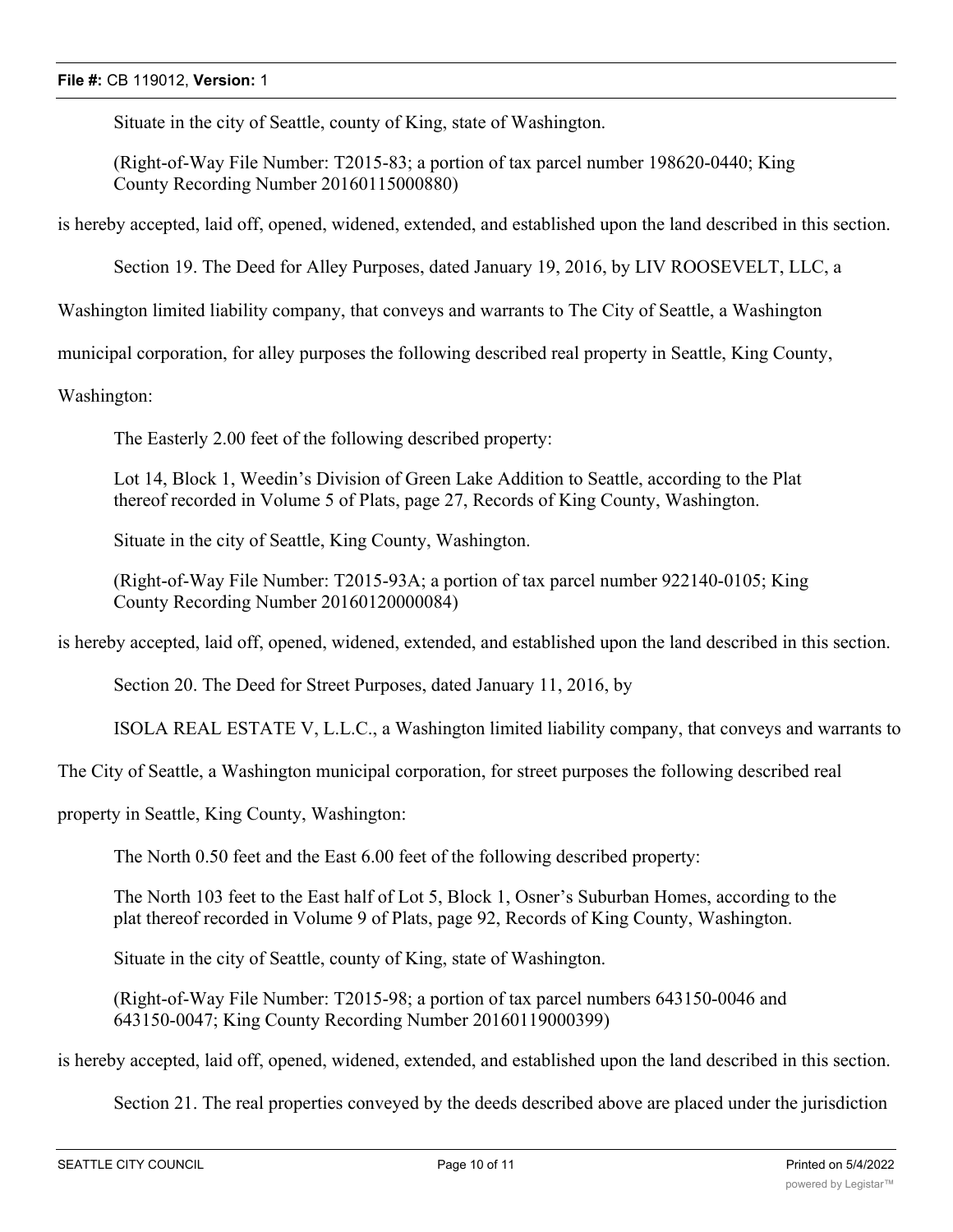Situate in the city of Seattle, county of King, state of Washington.

(Right-of-Way File Number: T2015-83; a portion of tax parcel number 198620-0440; King County Recording Number 20160115000880)

is hereby accepted, laid off, opened, widened, extended, and established upon the land described in this section.

Section 19. The Deed for Alley Purposes, dated January 19, 2016, by LIV ROOSEVELT, LLC, a Washington limited liability company, that conveys and warrants to The City of Seattle, a Washington municipal corporation, for alley purposes the following described real property in Seattle, King County, Washington:

The Easterly 2.00 feet of the following described property:

Lot 14, Block 1, Weedin's Division of Green Lake Addition to Seattle, according to the Plat thereof recorded in Volume 5 of Plats, page 27, Records of King County, Washington.

Situate in the city of Seattle, King County, Washington.

(Right-of-Way File Number: T2015-93A; a portion of tax parcel number 922140-0105; King County Recording Number 20160120000084)

is hereby accepted, laid off, opened, widened, extended, and established upon the land described in this section.

Section 20. The Deed for Street Purposes, dated January 11, 2016, by

ISOLA REAL ESTATE V, L.L.C., a Washington limited liability company, that conveys and warrants to The City of Seattle, a Washington municipal corporation, for street purposes the following described real property in Seattle, King County, Washington:

The North 0.50 feet and the East 6.00 feet of the following described property:

The North 103 feet to the East half of Lot 5, Block 1, Osner's Suburban Homes, according to the plat thereof recorded in Volume 9 of Plats, page 92, Records of King County, Washington.

Situate in the city of Seattle, county of King, state of Washington.

(Right-of-Way File Number: T2015-98; a portion of tax parcel numbers 643150-0046 and 643150-0047; King County Recording Number 20160119000399)

is hereby accepted, laid off, opened, widened, extended, and established upon the land described in this section.

Section 21. The real properties conveyed by the deeds described above are placed under the jurisdiction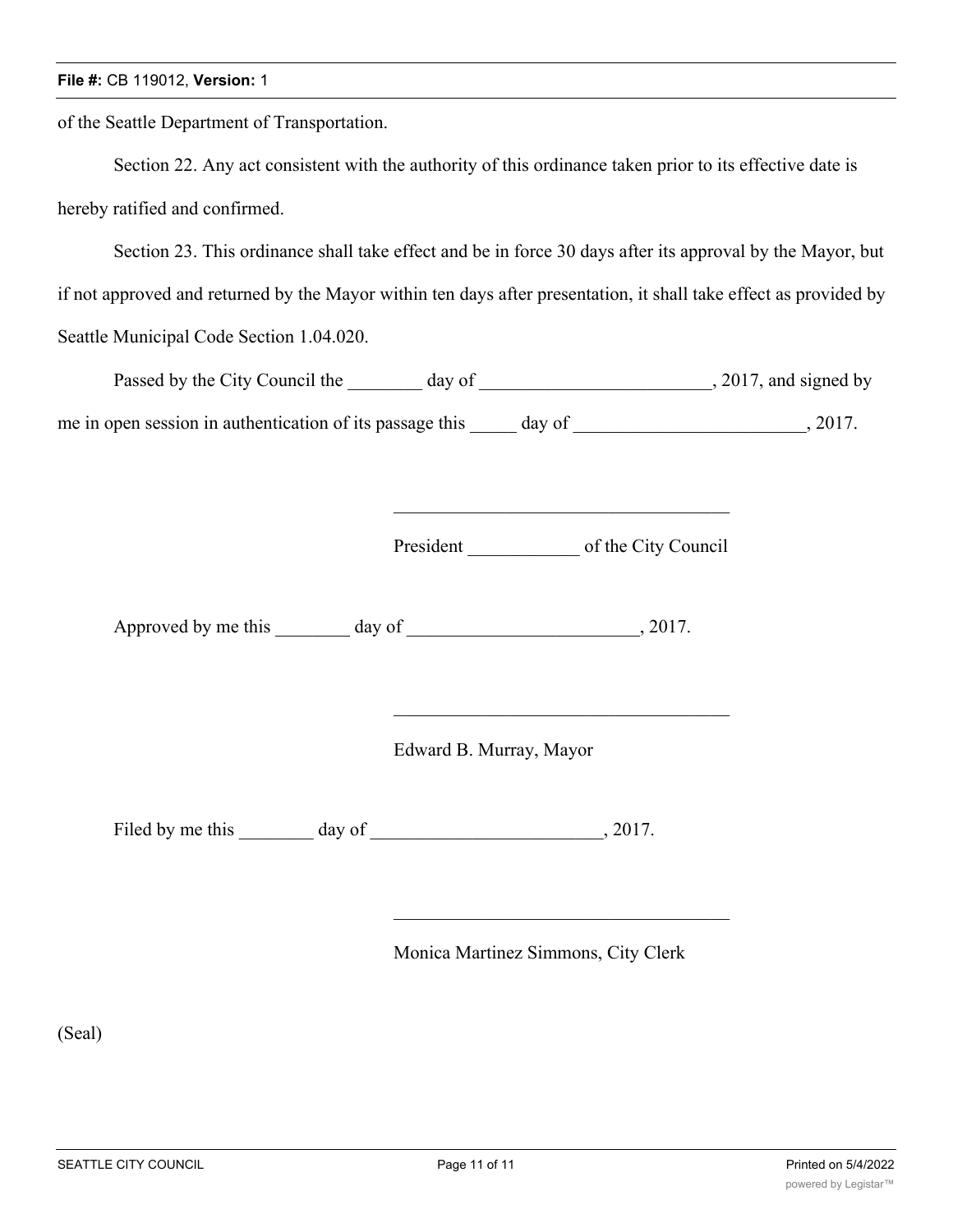of the Seattle Department of Transportation.

Section 22. Any act consistent with the authority of this ordinance taken prior to its effective date is hereby ratified and confirmed.

Section 23. This ordinance shall take effect and be in force 30 days after its approval by the Mayor, but if not approved and returned by the Mayor within ten days after presentation, it shall take effect as provided by Seattle Municipal Code Section 1.04.020.

Passed by the City Council the ________ day of _________________________, 2017, and signed by me in open session in authentication of its passage this _____ day of _________________________, 2017.

____________________________________

President ____________ of the City Council

Approved by me this ________ day of _________________________, 2017.

____________________________________

Edward B. Murray, Mayor

Filed by me this ________ day of _________________________, 2017.

____________________________________

Monica Martinez Simmons, City Clerk

(Seal)